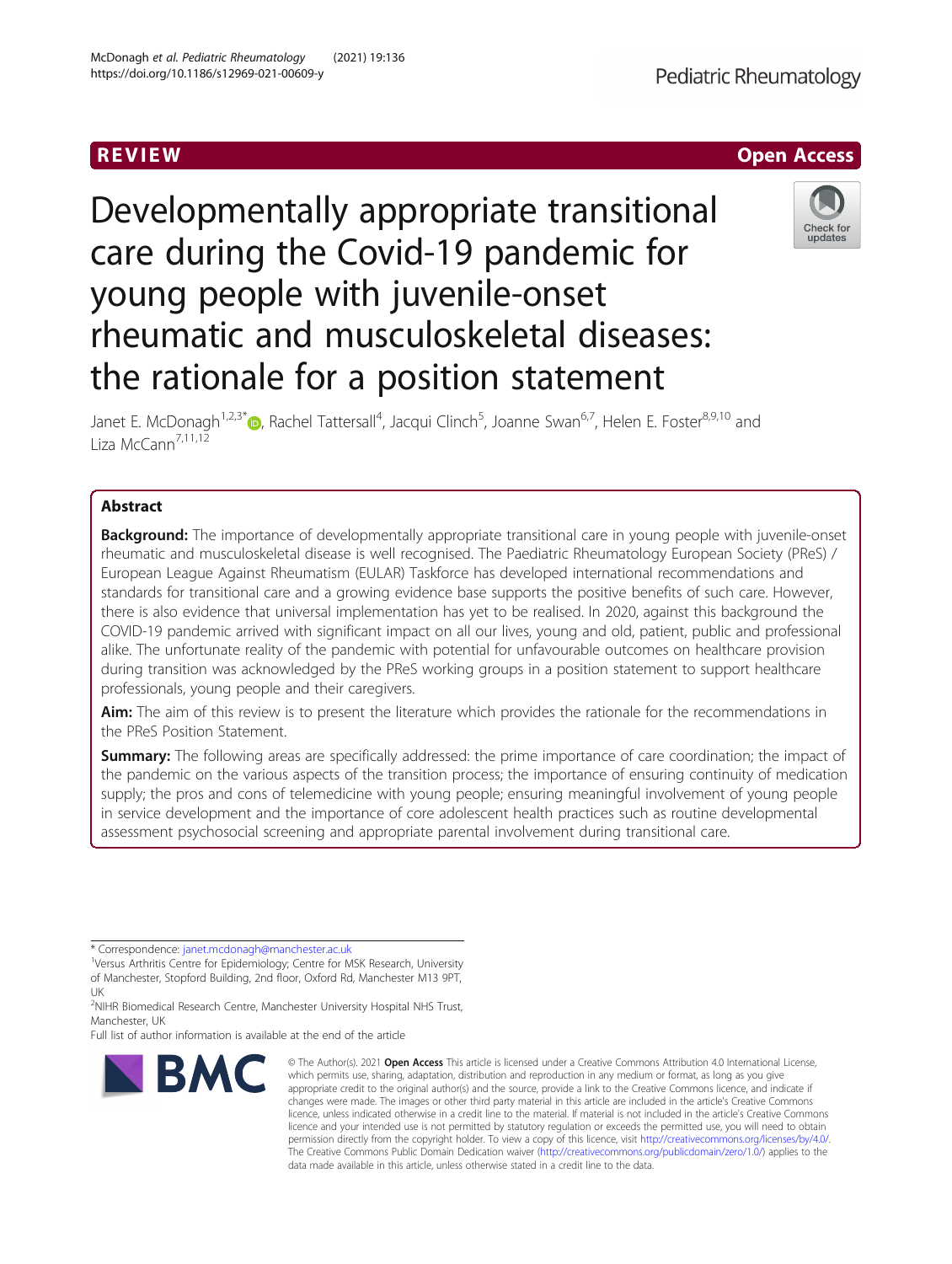REVIEW

Open Access

# Developmentally appropriate transitional care during the Covid-19 pandemic for young people with juvenile-onset rheumatic and musculoskeletal diseases: the rationale for a position statement

Janet E. McDonagh[1,2,3*], Rachel Tattersall[4], Jacqui Clinch[5], Joanne Swan[6,7], Helen E. Foster[8,9,10] and Liza McCann[7,11,12]

## Abstract

**Background:** The importance of developmentally appropriate transitional care in young people with juvenile-onset rheumatic and musculoskeletal disease is well recognised. The Paediatric Rheumatology European Society (PReS) / European League Against Rheumatism (EULAR) Taskforce has developed international recommendations and standards for transitional care and a growing evidence base supports the positive benefits of such care. However, there is also evidence that universal implementation has yet to be realised. In 2020, against this background the COVID-19 pandemic arrived with significant impact on all our lives, young and old, patient, public and professional alike. The unfortunate reality of the pandemic with potential for unfavourable outcomes on healthcare provision during transition was acknowledged by the PReS working groups in a position statement to support healthcare professionals, young people and their caregivers.

**Aim:** The aim of this review is to present the literature which provides the rationale for the recommendations in the PReS Position Statement.

**Summary:** The following areas are specifically addressed: the prime importance of care coordination; the impact of the pandemic on the various aspects of the transition process; the importance of ensuring continuity of medication supply; the pros and cons of telemedicine with young people; ensuring meaningful involvement of young people in service development and the importance of core adolescent health practices such as routine developmental assessment psychosocial screening and appropriate parental involvement during transitional care.

\* Correspondence: janet.mcdonagh@manchester.ac.uk

[1]Versus Arthritis Centre for Epidemiology; Centre for MSK Research, University of Manchester, Stopford Building, 2nd floor, Oxford Rd, Manchester M13 9PT, UK

[2]NIHR Biomedical Research Centre, Manchester University Hospital NHS Trust, Manchester, UK

Full list of author information is available at the end of the article

© The Author(s). 2021 **Open Access** This article is licensed under a Creative Commons Attribution 4.0 International License, which permits use, sharing, adaptation, distribution and reproduction in any medium or format, as long as you give appropriate credit to the original author(s) and the source, provide a link to the Creative Commons licence, and indicate if changes were made. The images or other third party material in this article are included in the article's Creative Commons licence, unless indicated otherwise in a credit line to the material. If material is not included in the article's Creative Commons licence and your intended use is not permitted by statutory regulation or exceeds the permitted use, you will need to obtain permission directly from the copyright holder. To view a copy of this licence, visit http://creativecommons.org/licenses/by/4.0/. The Creative Commons Public Domain Dedication waiver (http://creativecommons.org/publicdomain/zero/1.0/) applies to the data made available in this article, unless otherwise stated in a credit line to the data.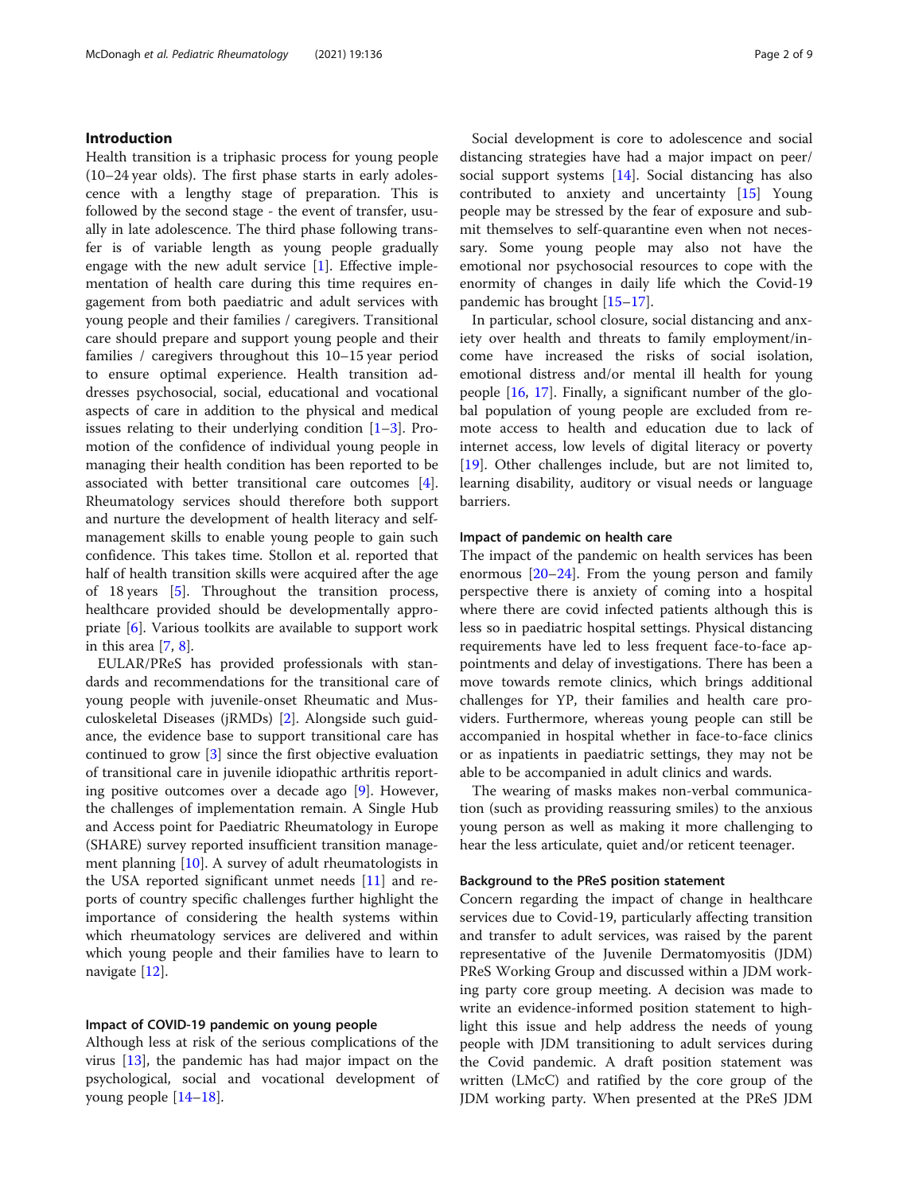## Introduction

Health transition is a triphasic process for young people (10–24 year olds). The first phase starts in early adolescence with a lengthy stage of preparation. This is followed by the second stage - the event of transfer, usually in late adolescence. The third phase following transfer is of variable length as young people gradually engage with the new adult service [1]. Effective implementation of health care during this time requires engagement from both paediatric and adult services with young people and their families / caregivers. Transitional care should prepare and support young people and their families / caregivers throughout this 10–15 year period to ensure optimal experience. Health transition addresses psychosocial, social, educational and vocational aspects of care in addition to the physical and medical issues relating to their underlying condition [1–3]. Promotion of the confidence of individual young people in managing their health condition has been reported to be associated with better transitional care outcomes [4]. Rheumatology services should therefore both support and nurture the development of health literacy and self-management skills to enable young people to gain such confidence. This takes time. Stollon et al. reported that half of health transition skills were acquired after the age of 18 years [5]. Throughout the transition process, healthcare provided should be developmentally appropriate [6]. Various toolkits are available to support work in this area [7, 8].

EULAR/PReS has provided professionals with standards and recommendations for the transitional care of young people with juvenile-onset Rheumatic and Musculoskeletal Diseases (jRMDs) [2]. Alongside such guidance, the evidence base to support transitional care has continued to grow [3] since the first objective evaluation of transitional care in juvenile idiopathic arthritis reporting positive outcomes over a decade ago [9]. However, the challenges of implementation remain. A Single Hub and Access point for Paediatric Rheumatology in Europe (SHARE) survey reported insufficient transition management planning [10]. A survey of adult rheumatologists in the USA reported significant unmet needs [11] and reports of country specific challenges further highlight the importance of considering the health systems within which rheumatology services are delivered and within which young people and their families have to learn to navigate [12].

### Impact of COVID-19 pandemic on young people

Although less at risk of the serious complications of the virus [13], the pandemic has had major impact on the psychological, social and vocational development of young people [14–18].

Social development is core to adolescence and social distancing strategies have had a major impact on peer/ social support systems [14]. Social distancing has also contributed to anxiety and uncertainty [15] Young people may be stressed by the fear of exposure and submit themselves to self-quarantine even when not necessary. Some young people may also not have the emotional nor psychosocial resources to cope with the enormity of changes in daily life which the Covid-19 pandemic has brought [15–17].

In particular, school closure, social distancing and anxiety over health and threats to family employment/income have increased the risks of social isolation, emotional distress and/or mental ill health for young people [16, 17]. Finally, a significant number of the global population of young people are excluded from remote access to health and education due to lack of internet access, low levels of digital literacy or poverty [19]. Other challenges include, but are not limited to, learning disability, auditory or visual needs or language barriers.

### Impact of pandemic on health care

The impact of the pandemic on health services has been enormous [20–24]. From the young person and family perspective there is anxiety of coming into a hospital where there are covid infected patients although this is less so in paediatric hospital settings. Physical distancing requirements have led to less frequent face-to-face appointments and delay of investigations. There has been a move towards remote clinics, which brings additional challenges for YP, their families and health care providers. Furthermore, whereas young people can still be accompanied in hospital whether in face-to-face clinics or as inpatients in paediatric settings, they may not be able to be accompanied in adult clinics and wards.

The wearing of masks makes non-verbal communication (such as providing reassuring smiles) to the anxious young person as well as making it more challenging to hear the less articulate, quiet and/or reticent teenager.

### Background to the PReS position statement

Concern regarding the impact of change in healthcare services due to Covid-19, particularly affecting transition and transfer to adult services, was raised by the parent representative of the Juvenile Dermatomyositis (JDM) PReS Working Group and discussed within a JDM working party core group meeting. A decision was made to write an evidence-informed position statement to highlight this issue and help address the needs of young people with JDM transitioning to adult services during the Covid pandemic. A draft position statement was written (LMcC) and ratified by the core group of the JDM working party. When presented at the PReS JDM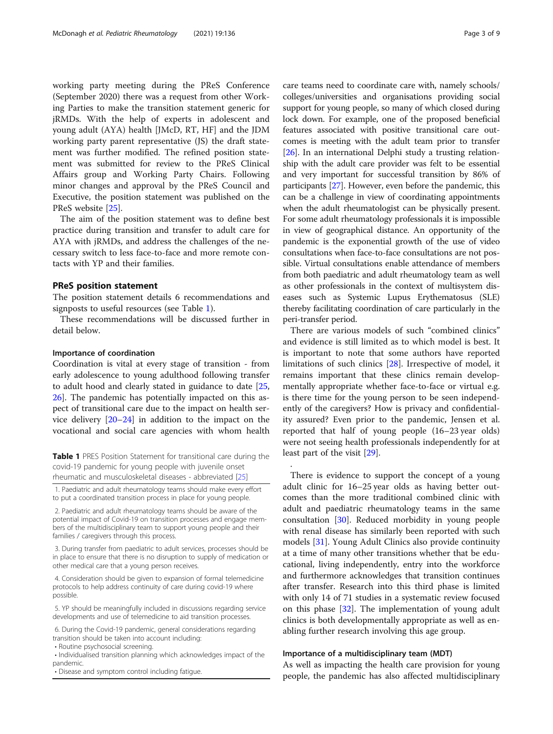working party meeting during the PReS Conference (September 2020) there was a request from other Working Parties to make the transition statement generic for jRMDs. With the help of experts in adolescent and young adult (AYA) health [JMcD, RT, HF] and the JDM working party parent representative (JS) the draft statement was further modified. The refined position statement was submitted for review to the PReS Clinical Affairs group and Working Party Chairs. Following minor changes and approval by the PReS Council and Executive, the position statement was published on the PReS website [25].

The aim of the position statement was to define best practice during transition and transfer to adult care for AYA with jRMDs, and address the challenges of the necessary switch to less face-to-face and more remote contacts with YP and their families.

## PReS position statement

The position statement details 6 recommendations and signposts to useful resources (see Table 1).

These recommendations will be discussed further in detail below.

### Importance of coordination

Coordination is vital at every stage of transition - from early adolescence to young adulthood following transfer to adult hood and clearly stated in guidance to date [25, 26]. The pandemic has potentially impacted on this aspect of transitional care due to the impact on health service delivery [20–24] in addition to the impact on the vocational and social care agencies with whom health care teams need to coordinate care with, namely schools/colleges/universities and organisations providing social support for young people, so many of which closed during lock down. For example, one of the proposed beneficial features associated with positive transitional care outcomes is meeting with the adult team prior to transfer [26]. In an international Delphi study a trusting relationship with the adult care provider was felt to be essential and very important for successful transition by 86% of participants [27]. However, even before the pandemic, this can be a challenge in view of coordinating appointments when the adult rheumatologist can be physically present. For some adult rheumatology professionals it is impossible in view of geographical distance. An opportunity of the pandemic is the exponential growth of the use of video consultations when face-to-face consultations are not possible. Virtual consultations enable attendance of members from both paediatric and adult rheumatology team as well as other professionals in the context of multisystem diseases such as Systemic Lupus Erythematosus (SLE) thereby facilitating coordination of care particularly in the peri-transfer period.

**Table 1** PRES Position Statement for transitional care during the covid-19 pandemic for young people with juvenile onset rheumatic and musculoskeletal diseases - abbreviated [25]

| |
|---|
| 1. Paediatric and adult rheumatology teams should make every effort to put a coordinated transition process in place for young people. |
| 2. Paediatric and adult rheumatology teams should be aware of the potential impact of Covid-19 on transition processes and engage members of the multidisciplinary team to support young people and their families / caregivers through this process. |
| 3. During transfer from paediatric to adult services, processes should be in place to ensure that there is no disruption to supply of medication or other medical care that a young person receives. |
| 4. Consideration should be given to expansion of formal telemedicine protocols to help address continuity of care during covid-19 where possible. |
| 5. YP should be meaningfully included in discussions regarding service developments and use of telemedicine to aid transition processes. |
| 6. During the Covid-19 pandemic, general considerations regarding transition should be taken into account including: • Routine psychosocial screening. • Individualised transition planning which acknowledges impact of the pandemic. • Disease and symptom control including fatigue. |

There are various models of such "combined clinics" and evidence is still limited as to which model is best. It is important to note that some authors have reported limitations of such clinics [28]. Irrespective of model, it remains important that these clinics remain developmentally appropriate whether face-to-face or virtual e.g. is there time for the young person to be seen independently of the caregivers? How is privacy and confidentiality assured? Even prior to the pandemic, Jensen et al. reported that half of young people (16–23 year olds) were not seeing health professionals independently for at least part of the visit [29].

There is evidence to support the concept of a young adult clinic for 16–25 year olds as having better outcomes than the more traditional combined clinic with adult and paediatric rheumatology teams in the same consultation [30]. Reduced morbidity in young people with renal disease has similarly been reported with such models [31]. Young Adult Clinics also provide continuity at a time of many other transitions whether that be educational, living independently, entry into the workforce and furthermore acknowledges that transition continues after transfer. Research into this third phase is limited with only 14 of 71 studies in a systematic review focused on this phase [32]. The implementation of young adult clinics is both developmentally appropriate as well as enabling further research involving this age group.

### Importance of a multidisciplinary team (MDT)

As well as impacting the health care provision for young people, the pandemic has also affected multidisciplinary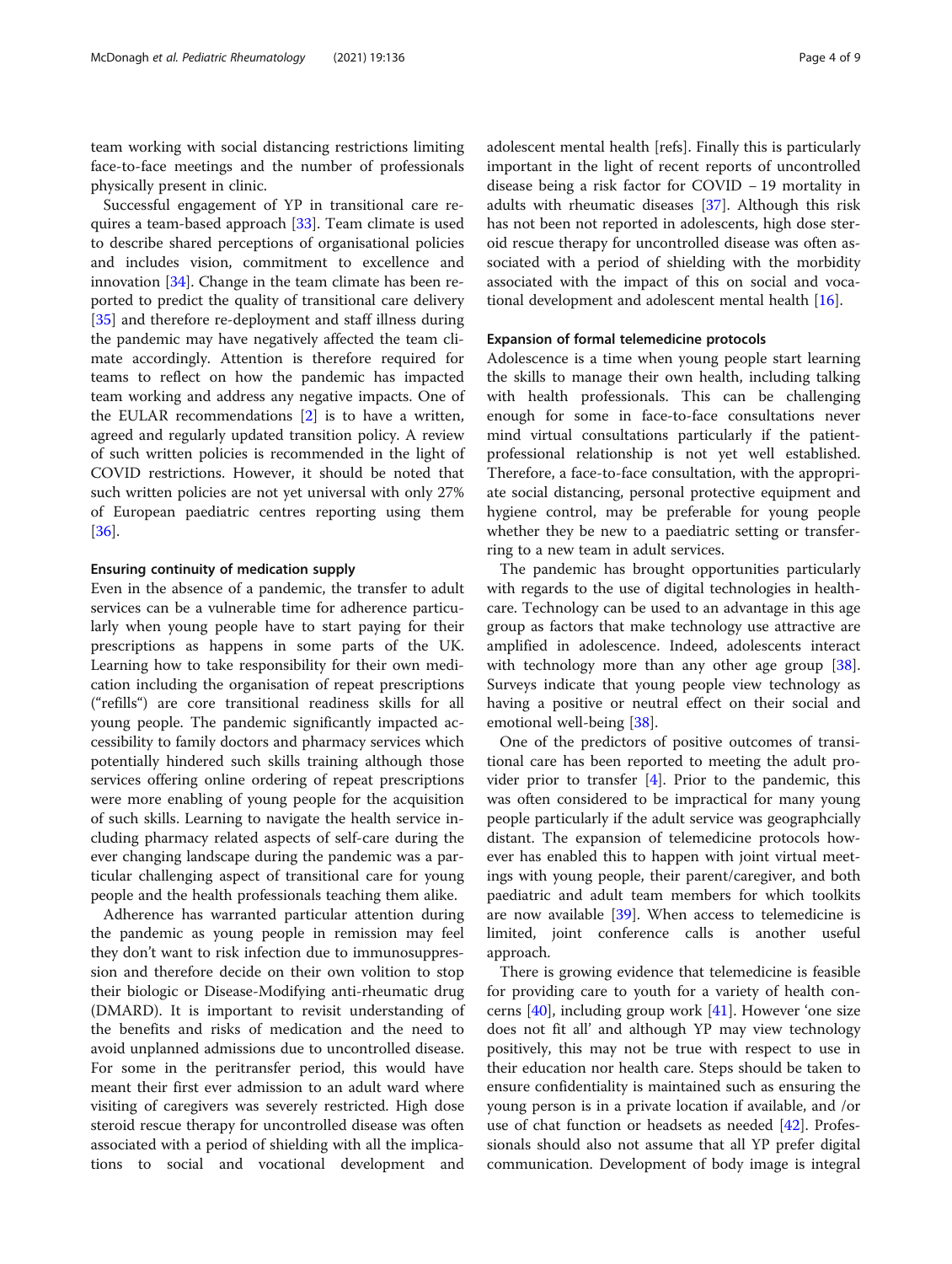team working with social distancing restrictions limiting face-to-face meetings and the number of professionals physically present in clinic.

Successful engagement of YP in transitional care requires a team-based approach [33]. Team climate is used to describe shared perceptions of organisational policies and includes vision, commitment to excellence and innovation [34]. Change in the team climate has been reported to predict the quality of transitional care delivery [35] and therefore re-deployment and staff illness during the pandemic may have negatively affected the team climate accordingly. Attention is therefore required for teams to reflect on how the pandemic has impacted team working and address any negative impacts. One of the EULAR recommendations [2] is to have a written, agreed and regularly updated transition policy. A review of such written policies is recommended in the light of COVID restrictions. However, it should be noted that such written policies are not yet universal with only 27% of European paediatric centres reporting using them [36].

#### Ensuring continuity of medication supply

Even in the absence of a pandemic, the transfer to adult services can be a vulnerable time for adherence particularly when young people have to start paying for their prescriptions as happens in some parts of the UK. Learning how to take responsibility for their own medication including the organisation of repeat prescriptions ("refills") are core transitional readiness skills for all young people. The pandemic significantly impacted accessibility to family doctors and pharmacy services which potentially hindered such skills training although those services offering online ordering of repeat prescriptions were more enabling of young people for the acquisition of such skills. Learning to navigate the health service including pharmacy related aspects of self-care during the ever changing landscape during the pandemic was a particular challenging aspect of transitional care for young people and the health professionals teaching them alike.

Adherence has warranted particular attention during the pandemic as young people in remission may feel they don't want to risk infection due to immunosuppression and therefore decide on their own volition to stop their biologic or Disease-Modifying anti-rheumatic drug (DMARD). It is important to revisit understanding of the benefits and risks of medication and the need to avoid unplanned admissions due to uncontrolled disease. For some in the peritransfer period, this would have meant their first ever admission to an adult ward where visiting of caregivers was severely restricted. High dose steroid rescue therapy for uncontrolled disease was often associated with a period of shielding with all the implications to social and vocational development and adolescent mental health [refs]. Finally this is particularly important in the light of recent reports of uncontrolled disease being a risk factor for COVID – 19 mortality in adults with rheumatic diseases [37]. Although this risk has not been not reported in adolescents, high dose steroid rescue therapy for uncontrolled disease was often associated with a period of shielding with the morbidity associated with the impact of this on social and vocational development and adolescent mental health [16].

#### Expansion of formal telemedicine protocols

Adolescence is a time when young people start learning the skills to manage their own health, including talking with health professionals. This can be challenging enough for some in face-to-face consultations never mind virtual consultations particularly if the patient-professional relationship is not yet well established. Therefore, a face-to-face consultation, with the appropriate social distancing, personal protective equipment and hygiene control, may be preferable for young people whether they be new to a paediatric setting or transferring to a new team in adult services.

The pandemic has brought opportunities particularly with regards to the use of digital technologies in healthcare. Technology can be used to an advantage in this age group as factors that make technology use attractive are amplified in adolescence. Indeed, adolescents interact with technology more than any other age group [38]. Surveys indicate that young people view technology as having a positive or neutral effect on their social and emotional well-being [38].

One of the predictors of positive outcomes of transitional care has been reported to meeting the adult provider prior to transfer [4]. Prior to the pandemic, this was often considered to be impractical for many young people particularly if the adult service was geographcially distant. The expansion of telemedicine protocols however has enabled this to happen with joint virtual meetings with young people, their parent/caregiver, and both paediatric and adult team members for which toolkits are now available [39]. When access to telemedicine is limited, joint conference calls is another useful approach.

There is growing evidence that telemedicine is feasible for providing care to youth for a variety of health concerns [40], including group work [41]. However 'one size does not fit all' and although YP may view technology positively, this may not be true with respect to use in their education nor health care. Steps should be taken to ensure confidentiality is maintained such as ensuring the young person is in a private location if available, and /or use of chat function or headsets as needed [42]. Professionals should also not assume that all YP prefer digital communication. Development of body image is integral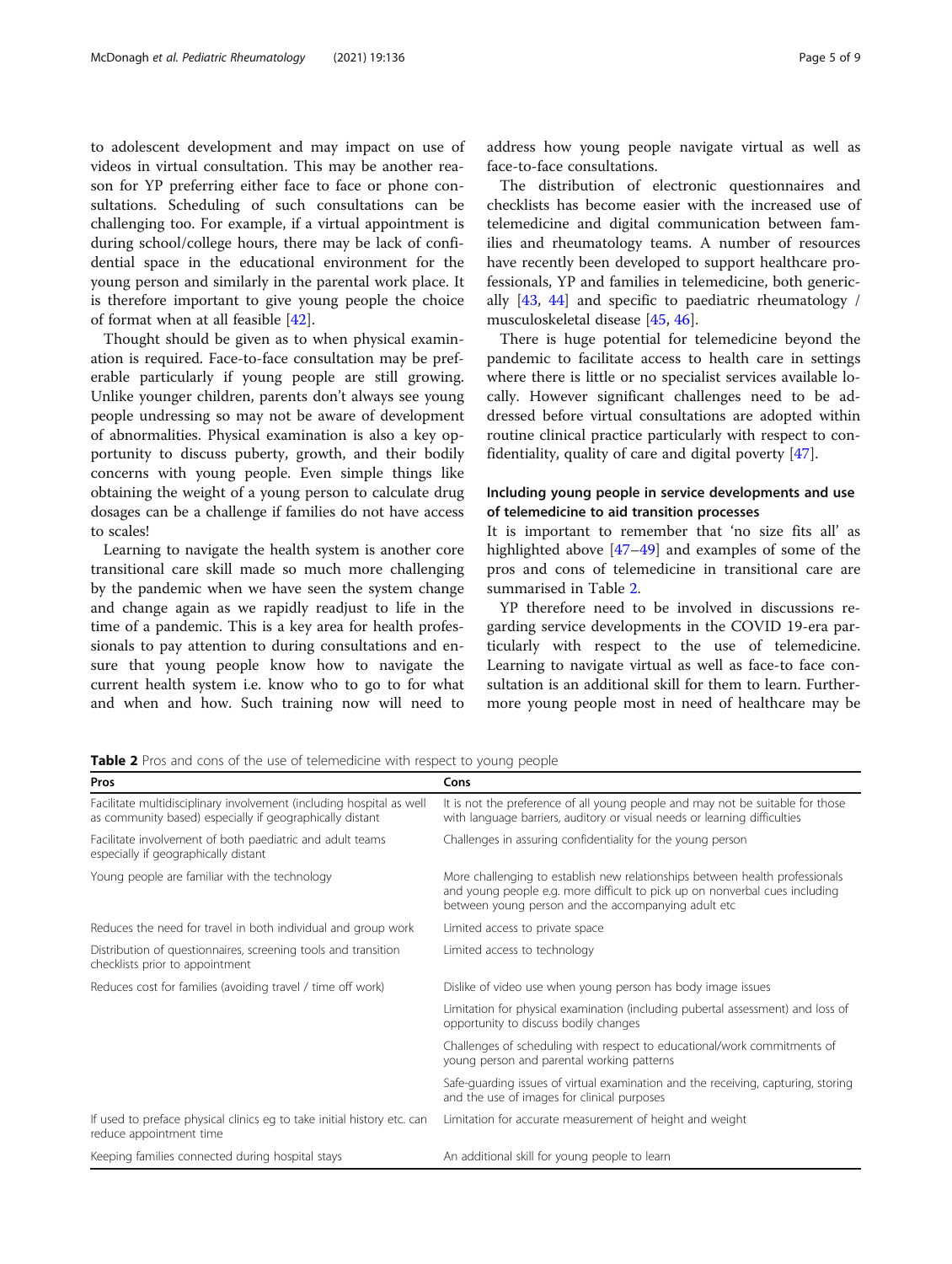to adolescent development and may impact on use of videos in virtual consultation. This may be another reason for YP preferring either face to face or phone consultations. Scheduling of such consultations can be challenging too. For example, if a virtual appointment is during school/college hours, there may be lack of confidential space in the educational environment for the young person and similarly in the parental work place. It is therefore important to give young people the choice of format when at all feasible [42].

Thought should be given as to when physical examination is required. Face-to-face consultation may be preferable particularly if young people are still growing. Unlike younger children, parents don't always see young people undressing so may not be aware of development of abnormalities. Physical examination is also a key opportunity to discuss puberty, growth, and their bodily concerns with young people. Even simple things like obtaining the weight of a young person to calculate drug dosages can be a challenge if families do not have access to scales!

Learning to navigate the health system is another core transitional care skill made so much more challenging by the pandemic when we have seen the system change and change again as we rapidly readjust to life in the time of a pandemic. This is a key area for health professionals to pay attention to during consultations and ensure that young people know how to navigate the current health system i.e. know who to go to for what and when and how. Such training now will need to address how young people navigate virtual as well as face-to-face consultations.

The distribution of electronic questionnaires and checklists has become easier with the increased use of telemedicine and digital communication between families and rheumatology teams. A number of resources have recently been developed to support healthcare professionals, YP and families in telemedicine, both generically [43, 44] and specific to paediatric rheumatology / musculoskeletal disease [45, 46].

There is huge potential for telemedicine beyond the pandemic to facilitate access to health care in settings where there is little or no specialist services available locally. However significant challenges need to be addressed before virtual consultations are adopted within routine clinical practice particularly with respect to confidentiality, quality of care and digital poverty [47].

### Including young people in service developments and use of telemedicine to aid transition processes

It is important to remember that 'no size fits all' as highlighted above [47–49] and examples of some of the pros and cons of telemedicine in transitional care are summarised in Table 2.

YP therefore need to be involved in discussions regarding service developments in the COVID 19-era particularly with respect to the use of telemedicine. Learning to navigate virtual as well as face-to face consultation is an additional skill for them to learn. Furthermore young people most in need of healthcare may be

**Table 2** Pros and cons of the use of telemedicine with respect to young people

| Pros | Cons |
|---|---|
| Facilitate multidisciplinary involvement (including hospital as well as community based) especially if geographically distant | It is not the preference of all young people and may not be suitable for those with language barriers, auditory or visual needs or learning difficulties |
| Facilitate involvement of both paediatric and adult teams especially if geographically distant | Challenges in assuring confidentiality for the young person |
| Young people are familiar with the technology | More challenging to establish new relationships between health professionals and young people e.g. more difficult to pick up on nonverbal cues including between young person and the accompanying adult etc |
| Reduces the need for travel in both individual and group work | Limited access to private space |
| Distribution of questionnaires, screening tools and transition checklists prior to appointment | Limited access to technology |
| Reduces cost for families (avoiding travel / time off work) | Dislike of video use when young person has body image issues |
| | Limitation for physical examination (including pubertal assessment) and loss of opportunity to discuss bodily changes |
| | Challenges of scheduling with respect to educational/work commitments of young person and parental working patterns |
| | Safe-guarding issues of virtual examination and the receiving, capturing, storing and the use of images for clinical purposes |
| If used to preface physical clinics eg to take initial history etc. can reduce appointment time | Limitation for accurate measurement of height and weight |
| Keeping families connected during hospital stays | An additional skill for young people to learn |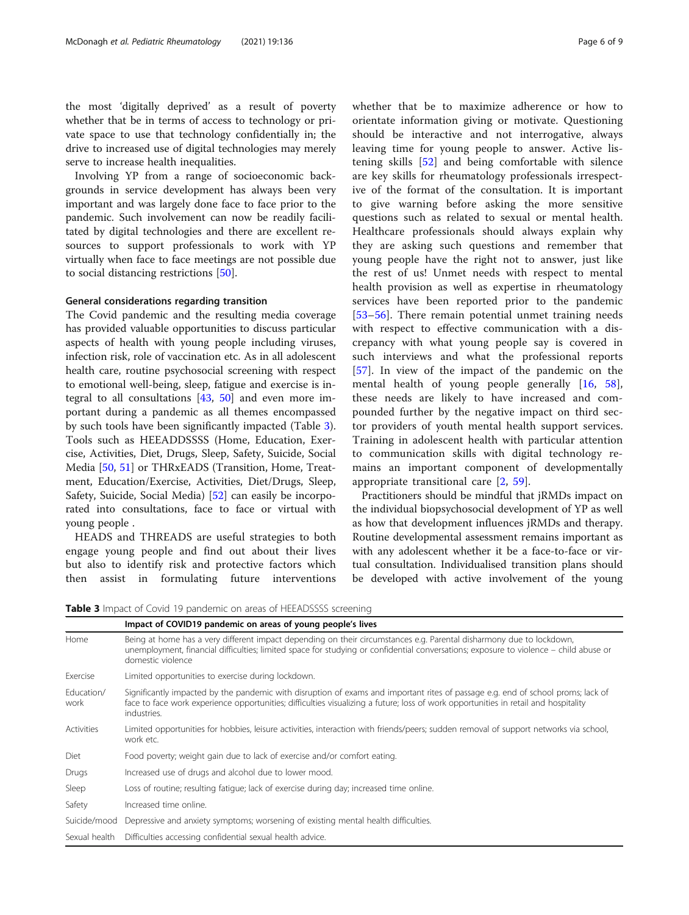the most 'digitally deprived' as a result of poverty whether that be in terms of access to technology or private space to use that technology confidentially in; the drive to increased use of digital technologies may merely serve to increase health inequalities.

Involving YP from a range of socioeconomic backgrounds in service development has always been very important and was largely done face to face prior to the pandemic. Such involvement can now be readily facilitated by digital technologies and there are excellent resources to support professionals to work with YP virtually when face to face meetings are not possible due to social distancing restrictions [50].

#### General considerations regarding transition

The Covid pandemic and the resulting media coverage has provided valuable opportunities to discuss particular aspects of health with young people including viruses, infection risk, role of vaccination etc. As in all adolescent health care, routine psychosocial screening with respect to emotional well-being, sleep, fatigue and exercise is integral to all consultations [43, 50] and even more important during a pandemic as all themes encompassed by such tools have been significantly impacted (Table 3). Tools such as HEEADDSSSS (Home, Education, Exercise, Activities, Diet, Drugs, Sleep, Safety, Suicide, Social Media [50, 51] or THRxEADS (Transition, Home, Treatment, Education/Exercise, Activities, Diet/Drugs, Sleep, Safety, Suicide, Social Media) [52] can easily be incorporated into consultations, face to face or virtual with young people .

HEADS and THREADS are useful strategies to both engage young people and find out about their lives but also to identify risk and protective factors which then assist in formulating future interventions whether that be to maximize adherence or how to orientate information giving or motivate. Questioning should be interactive and not interrogative, always leaving time for young people to answer. Active listening skills [52] and being comfortable with silence are key skills for rheumatology professionals irrespective of the format of the consultation. It is important to give warning before asking the more sensitive questions such as related to sexual or mental health. Healthcare professionals should always explain why they are asking such questions and remember that young people have the right not to answer, just like the rest of us! Unmet needs with respect to mental health provision as well as expertise in rheumatology services have been reported prior to the pandemic [53–56]. There remain potential unmet training needs with respect to effective communication with a discrepancy with what young people say is covered in such interviews and what the professional reports [57]. In view of the impact of the pandemic on the mental health of young people generally [16, 58], these needs are likely to have increased and compounded further by the negative impact on third sector providers of youth mental health support services. Training in adolescent health with particular attention to communication skills with digital technology remains an important component of developmentally appropriate transitional care [2, 59].

Practitioners should be mindful that jRMDs impact on the individual biopsychosocial development of YP as well as how that development influences jRMDs and therapy. Routine developmental assessment remains important as with any adolescent whether it be a face-to-face or virtual consultation. Individualised transition plans should be developed with active involvement of the young

**Table 3** Impact of Covid 19 pandemic on areas of HEEADSSSS screening

| | Impact of COVID19 pandemic on areas of young people's lives |
|---|---|
| Home | Being at home has a very different impact depending on their circumstances e.g. Parental disharmony due to lockdown, unemployment, financial difficulties; limited space for studying or confidential conversations; exposure to violence – child abuse or domestic violence |
| Exercise | Limited opportunities to exercise during lockdown. |
| Education/work | Significantly impacted by the pandemic with disruption of exams and important rites of passage e.g. end of school proms; lack of face to face work experience opportunities; difficulties visualizing a future; loss of work opportunities in retail and hospitality industries. |
| Activities | Limited opportunities for hobbies, leisure activities, interaction with friends/peers; sudden removal of support networks via school, work etc. |
| Diet | Food poverty; weight gain due to lack of exercise and/or comfort eating. |
| Drugs | Increased use of drugs and alcohol due to lower mood. |
| Sleep | Loss of routine; resulting fatigue; lack of exercise during day; increased time online. |
| Safety | Increased time online. |
| Suicide/mood | Depressive and anxiety symptoms; worsening of existing mental health difficulties. |
| Sexual health | Difficulties accessing confidential sexual health advice. |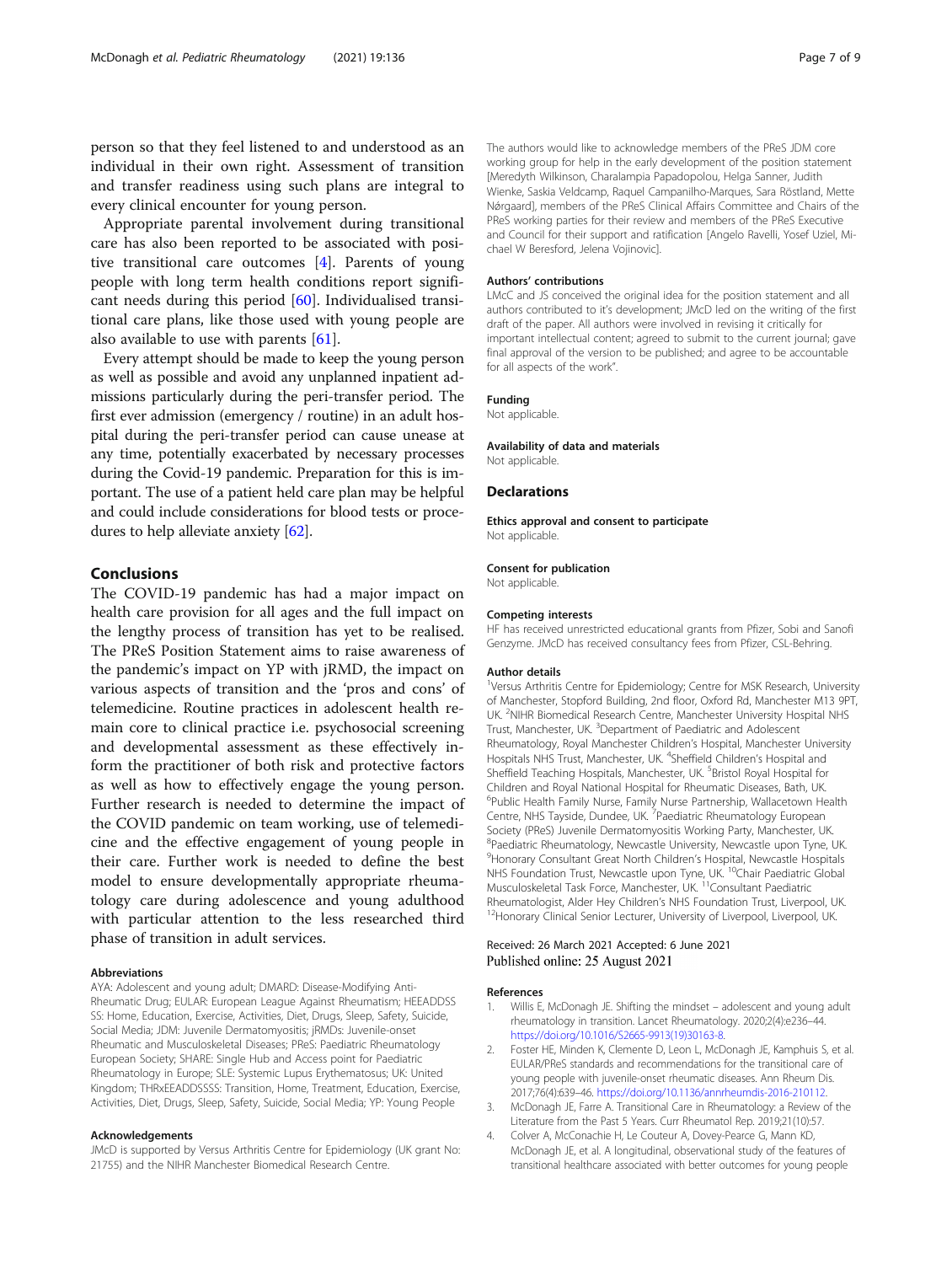person so that they feel listened to and understood as an individual in their own right. Assessment of transition and transfer readiness using such plans are integral to every clinical encounter for young person.

Appropriate parental involvement during transitional care has also been reported to be associated with positive transitional care outcomes [4]. Parents of young people with long term health conditions report significant needs during this period [60]. Individualised transitional care plans, like those used with young people are also available to use with parents [61].

Every attempt should be made to keep the young person as well as possible and avoid any unplanned inpatient admissions particularly during the peri-transfer period. The first ever admission (emergency / routine) in an adult hospital during the peri-transfer period can cause unease at any time, potentially exacerbated by necessary processes during the Covid-19 pandemic. Preparation for this is important. The use of a patient held care plan may be helpful and could include considerations for blood tests or procedures to help alleviate anxiety [62].

## Conclusions

The COVID-19 pandemic has had a major impact on health care provision for all ages and the full impact on the lengthy process of transition has yet to be realised. The PReS Position Statement aims to raise awareness of the pandemic's impact on YP with jRMD, the impact on various aspects of transition and the 'pros and cons' of telemedicine. Routine practices in adolescent health remain core to clinical practice i.e. psychosocial screening and developmental assessment as these effectively inform the practitioner of both risk and protective factors as well as how to effectively engage the young person. Further research is needed to determine the impact of the COVID pandemic on team working, use of telemedicine and the effective engagement of young people in their care. Further work is needed to define the best model to ensure developmentally appropriate rheumatology care during adolescence and young adulthood with particular attention to the less researched third phase of transition in adult services.

#### Abbreviations

AYA: Adolescent and young adult; DMARD: Disease-Modifying Anti-Rheumatic Drug; EULAR: European League Against Rheumatism; HEEADDSS SS: Home, Education, Exercise, Activities, Diet, Drugs, Sleep, Safety, Suicide, Social Media; JDM: Juvenile Dermatomyositis; jRMDs: Juvenile-onset Rheumatic and Musculoskeletal Diseases; PReS: Paediatric Rheumatology European Society; SHARE: Single Hub and Access point for Paediatric Rheumatology in Europe; SLE: Systemic Lupus Erythematosus; UK: United Kingdom; THRxEEADDSSSS: Transition, Home, Treatment, Education, Exercise, Activities, Diet, Drugs, Sleep, Safety, Suicide, Social Media; YP: Young People

#### Acknowledgements

JMcD is supported by Versus Arthritis Centre for Epidemiology (UK grant No: 21755) and the NIHR Manchester Biomedical Research Centre.

The authors would like to acknowledge members of the PReS JDM core working group for help in the early development of the position statement [Meredyth Wilkinson, Charalampia Papadopolou, Helga Sanner, Judith Wienke, Saskia Veldcamp, Raquel Campanilho-Marques, Sara Röstland, Mette Nørgaard], members of the PReS Clinical Affairs Committee and Chairs of the PReS working parties for their review and members of the PReS Executive and Council for their support and ratification [Angelo Ravelli, Yosef Uziel, Michael W Beresford, Jelena Vojinovic].

#### Authors' contributions

LMcC and JS conceived the original idea for the position statement and all authors contributed to it's development; JMcD led on the writing of the first draft of the paper. All authors were involved in revising it critically for important intellectual content; agreed to submit to the current journal; gave final approval of the version to be published; and agree to be accountable for all aspects of the work".

#### Funding

Not applicable.

#### Availability of data and materials

Not applicable.

## Declarations

#### Ethics approval and consent to participate

Not applicable.

#### Consent for publication

Not applicable.

#### Competing interests

HF has received unrestricted educational grants from Pfizer, Sobi and Sanofi Genzyme. JMcD has received consultancy fees from Pfizer, CSL-Behring.

#### Author details

[1]Versus Arthritis Centre for Epidemiology; Centre for MSK Research, University of Manchester, Stopford Building, 2nd floor, Oxford Rd, Manchester M13 9PT, UK. [2]NIHR Biomedical Research Centre, Manchester University Hospital NHS Trust, Manchester, UK. [3]Department of Paediatric and Adolescent Rheumatology, Royal Manchester Children's Hospital, Manchester University Hospitals NHS Trust, Manchester, UK. [4]Sheffield Children's Hospital and Sheffield Teaching Hospitals, Manchester, UK. [5]Bristol Royal Hospital for Children and Royal National Hospital for Rheumatic Diseases, Bath, UK. [6]Public Health Family Nurse, Family Nurse Partnership, Wallacetown Health Centre, NHS Tayside, Dundee, UK. [7]Paediatric Rheumatology European Society (PReS) Juvenile Dermatomyositis Working Party, Manchester, UK. [8]Paediatric Rheumatology, Newcastle University, Newcastle upon Tyne, UK. [9]Honorary Consultant Great North Children's Hospital, Newcastle Hospitals NHS Foundation Trust, Newcastle upon Tyne, UK. [10]Chair Paediatric Global Musculoskeletal Task Force, Manchester, UK. [11]Consultant Paediatric Rheumatologist, Alder Hey Children's NHS Foundation Trust, Liverpool, UK. [12]Honorary Clinical Senior Lecturer, University of Liverpool, Liverpool, UK.

Received: 26 March 2021 Accepted: 6 June 2021
Published online: 25 August 2021

#### References

1. Willis E, McDonagh JE. Shifting the mindset – adolescent and young adult rheumatology in transition. Lancet Rheumatology. 2020;2(4):e236–44. https://doi.org/10.1016/S2665-9913(19)30163-8.
2. Foster HE, Minden K, Clemente D, Leon L, McDonagh JE, Kamphuis S, et al. EULAR/PReS standards and recommendations for the transitional care of young people with juvenile-onset rheumatic diseases. Ann Rheum Dis. 2017;76(4):639–46. https://doi.org/10.1136/annrheumdis-2016-210112.
3. McDonagh JE, Farre A. Transitional Care in Rheumatology: a Review of the Literature from the Past 5 Years. Curr Rheumatol Rep. 2019;21(10):57.
4. Colver A, McConachie H, Le Couteur A, Dovey-Pearce G, Mann KD, McDonagh JE, et al. A longitudinal, observational study of the features of transitional healthcare associated with better outcomes for young people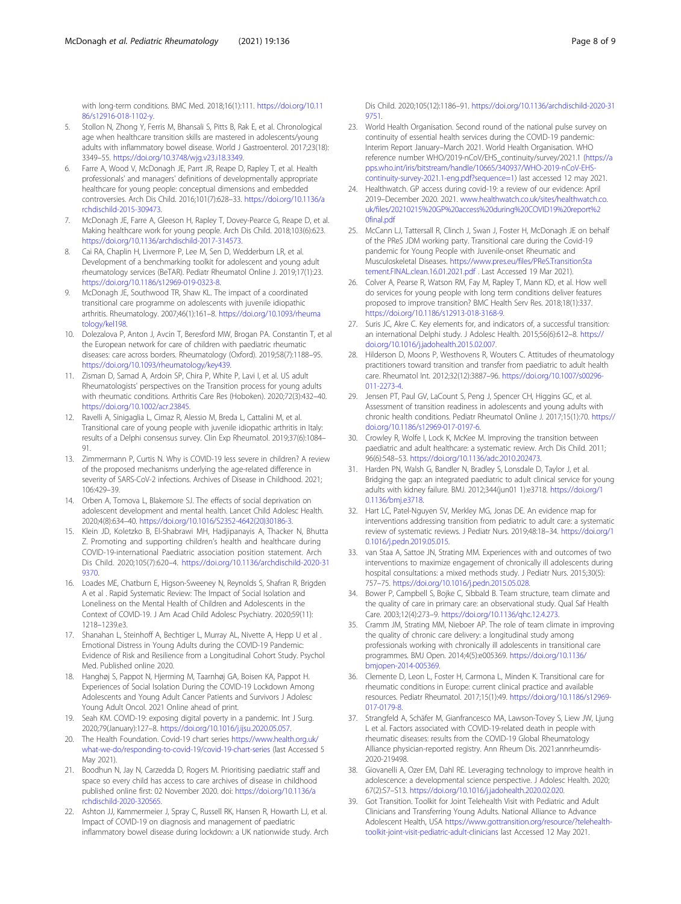with long-term conditions. BMC Med. 2018;16(1):111. https://doi.org/10.1186/s12916-018-1102-y.

5. Stollon N, Zhong Y, Ferris M, Bhansali S, Pitts B, Rak E, et al. Chronological age when healthcare transition skills are mastered in adolescents/young adults with inflammatory bowel disease. World J Gastroenterol. 2017;23(18): 3349–55. https://doi.org/10.3748/wjg.v23.i18.3349.
6. Farre A, Wood V, McDonagh JE, Parrt JR, Reape D, Rapley T, et al. Health professionals' and managers' definitions of developmentally appropriate healthcare for young people: conceptual dimensions and embedded controversies. Arch Dis Child. 2016;101(7):628–33. https://doi.org/10.1136/archdischild-2015-309473.
7. McDonagh JE, Farre A, Gleeson H, Rapley T, Dovey-Pearce G, Reape D, et al. Making healthcare work for young people. Arch Dis Child. 2018;103(6):623. https://doi.org/10.1136/archdischild-2017-314573.
8. Cai RA, Chaplin H, Livermore P, Lee M, Sen D, Wedderburn LR, et al. Development of a benchmarking toolkit for adolescent and young adult rheumatology services (BeTAR). Pediatr Rheumatol Online J. 2019;17(1):23. https://doi.org/10.1186/s12969-019-0323-8.
9. McDonagh JE, Southwood TR, Shaw KL. The impact of a coordinated transitional care programme on adolescents with juvenile idiopathic arthritis. Rheumatology. 2007;46(1):161–8. https://doi.org/10.1093/rheumatology/kel198.
10. Dolezalova P, Anton J, Avcin T, Beresford MW, Brogan PA. Constantin T, et al the European network for care of children with paediatric rheumatic diseases: care across borders. Rheumatology (Oxford). 2019;58(7):1188–95. https://doi.org/10.1093/rheumatology/key439.
11. Zisman D, Samad A, Ardoin SP, Chira P, White P, Lavi I, et al. US adult Rheumatologists' perspectives on the Transition process for young adults with rheumatic conditions. Arthritis Care Res (Hoboken). 2020;72(3):432–40. https://doi.org/10.1002/acr.23845.
12. Ravelli A, Sinigaglia L, Cimaz R, Alessio M, Breda L, Cattalini M, et al. Transitional care of young people with juvenile idiopathic arthritis in Italy: results of a Delphi consensus survey. Clin Exp Rheumatol. 2019;37(6):1084–91.
13. Zimmermann P, Curtis N. Why is COVID-19 less severe in children? A review of the proposed mechanisms underlying the age-related difference in severity of SARS-CoV-2 infections. Archives of Disease in Childhood. 2021; 106:429–39.
14. Orben A, Tomova L, Blakemore SJ. The effects of social deprivation on adolescent development and mental health. Lancet Child Adolesc Health. 2020;4(8):634–40. https://doi.org/10.1016/S2352-4642(20)30186-3.
15. Klein JD, Koletzko B, El-Shabrawi MH, Hadjipanayis A, Thacker N, Bhutta Z. Promoting and supporting children's health and healthcare during COVID-19-international Paediatric association position statement. Arch Dis Child. 2020;105(7):620–4. https://doi.org/10.1136/archdischild-2020-319370.
16. Loades ME, Chatburn E, Higson-Sweeney N, Reynolds S, Shafran R, Brigden A et al . Rapid Systematic Review: The Impact of Social Isolation and Loneliness on the Mental Health of Children and Adolescents in the Context of COVID-19. J Am Acad Child Adolesc Psychiatry. 2020;59(11): 1218–1239.e3.
17. Shanahan L, Steinhoff A, Bechtiger L, Murray AL, Nivette A, Hepp U et al . Emotional Distress in Young Adults during the COVID-19 Pandemic: Evidence of Risk and Resilience from a Longitudinal Cohort Study. Psychol Med. Published online 2020.
18. Hanghøj S, Pappot N, Hjerming M, Taarnhøj GA, Boisen KA, Pappot H. Experiences of Social Isolation During the COVID-19 Lockdown Among Adolescents and Young Adult Cancer Patients and Survivors J Adolesc Young Adult Oncol. 2021 Online ahead of print.
19. Seah KM. COVID-19: exposing digital poverty in a pandemic. Int J Surg. 2020;79(January):127–8. https://doi.org/10.1016/j.ijsu.2020.05.057.
20. The Health Foundation. Covid-19 chart series https://www.health.org.uk/what-we-do/responding-to-covid-19/covid-19-chart-series (last Accessed 5 May 2021).
21. Boodhun N, Jay N, Carzedda D, Rogers M. Prioritising paediatric staff and space so every child has access to care archives of disease in childhood published online first: 02 November 2020. doi: https://doi.org/10.1136/archdischild-2020-320565.
22. Ashton JJ, Kammermeier J, Spray C, Russell RK, Hansen R, Howarth LJ, et al. Impact of COVID-19 on diagnosis and management of paediatric inflammatory bowel disease during lockdown: a UK nationwide study. Arch Dis Child. 2020;105(12):1186–91. https://doi.org/10.1136/archdischild-2020-319751.
23. World Health Organisation. Second round of the national pulse survey on continuity of essential health services during the COVID-19 pandemic: Interim Report January–March 2021. World Health Organisation. WHO reference number WHO/2019-nCoV/EHS_continuity/survey/2021.1 (https://apps.who.int/iris/bitstream/handle/10665/340937/WHO-2019-nCoV-EHS-continuity-survey-2021.1-eng.pdf?sequence=1) last accessed 12 may 2021.
24. Healthwatch. GP access during covid-19: a review of our evidence: April 2019–December 2020. 2021. www.healthwatch.co.uk/sites/healthwatch.co.uk/files/20210215%20GP%20access%20during%20COVID19%20report%20final.pdf
25. McCann LJ, Tattersall R, Clinch J, Swan J, Foster H, McDonagh JE on behalf of the PReS JDM working party. Transitional care during the Covid-19 pandemic for Young People with Juvenile-onset Rheumatic and Musculoskeletal Diseases. https://www.pres.eu/files/PReS.TransitionStatement.FINAL.clean.16.01.2021.pdf . Last Accessed 19 Mar 2021).
26. Colver A, Pearse R, Watson RM, Fay M, Rapley T, Mann KD, et al. How well do services for young people with long term conditions deliver features proposed to improve transition? BMC Health Serv Res. 2018;18(1):337. https://doi.org/10.1186/s12913-018-3168-9.
27. Suris JC, Akre C. Key elements for, and indicators of, a successful transition: an international Delphi study. J Adolesc Health. 2015;56(6):612–8. https://doi.org/10.1016/j.jadohealth.2015.02.007.
28. Hilderson D, Moons P, Westhovens R, Wouters C. Attitudes of rheumatology practitioners toward transition and transfer from paediatric to adult health care. Rheumatol Int. 2012;32(12):3887–96. https://doi.org/10.1007/s00296-011-2273-4.
29. Jensen PT, Paul GV, LaCount S, Peng J, Spencer CH, Higgins GC, et al. Assessment of transition readiness in adolescents and young adults with chronic health conditions. Pediatr Rheumatol Online J. 2017;15(1):70. https://doi.org/10.1186/s12969-017-0197-6.
30. Crowley R, Wolfe I, Lock K, McKee M. Improving the transition between paediatric and adult healthcare: a systematic review. Arch Dis Child. 2011; 96(6):548–53. https://doi.org/10.1136/adc.2010.202473.
31. Harden PN, Walsh G, Bandler N, Bradley S, Lonsdale D, Taylor J, et al. Bridging the gap: an integrated paediatric to adult clinical service for young adults with kidney failure. BMJ. 2012;344(jun01 1):e3718. https://doi.org/10.1136/bmj.e3718.
32. Hart LC, Patel-Nguyen SV, Merkley MG, Jonas DE. An evidence map for interventions addressing transition from pediatric to adult care: a systematic review of systematic reviews. J Pediatr Nurs. 2019;48:18–34. https://doi.org/10.1016/j.pedn.2019.05.015.
33. van Staa A, Sattoe JN, Strating MM. Experiences with and outcomes of two interventions to maximize engagement of chronically ill adolescents during hospital consultations: a mixed methods study. J Pediatr Nurs. 2015;30(5): 757–75. https://doi.org/10.1016/j.pedn.2015.05.028.
34. Bower P, Campbell S, Bojke C, Sibbald B. Team structure, team climate and the quality of care in primary care: an observational study. Qual Saf Health Care. 2003;12(4):273–9. https://doi.org/10.1136/qhc.12.4.273.
35. Cramm JM, Strating MM, Nieboer AP. The role of team climate in improving the quality of chronic care delivery: a longitudinal study among professionals working with chronically ill adolescents in transitional care programmes. BMJ Open. 2014;4(5):e005369. https://doi.org/10.1136/bmjopen-2014-005369.
36. Clemente D, Leon L, Foster H, Carmona L, Minden K. Transitional care for rheumatic conditions in Europe: current clinical practice and available resources. Pediatr Rheumatol. 2017;15(1):49. https://doi.org/10.1186/s12969-017-0179-8.
37. Strangfeld A, Schäfer M, Gianfrancesco MA, Lawson-Tovey S, Liew JW, Ljung L et al. Factors associated with COVID-19-related death in people with rheumatic diseases: results from the COVID-19 Global Rheumatology Alliance physician-reported registry. Ann Rheum Dis. 2021:annrheumdis-2020-219498.
38. Giovanelli A, Ozer EM, Dahl RE. Leveraging technology to improve health in adolescence: a developmental science perspective. J Adolesc Health. 2020; 67(2):S7–S13. https://doi.org/10.1016/j.jadohealth.2020.02.020.
39. Got Transition. Toolkit for Joint Telehealth Visit with Pediatric and Adult Clinicians and Transferring Young Adults. National Alliance to Advance Adolescent Health, USA https://www.gottransition.org/resource/?telehealth-toolkit-joint-visit-pediatric-adult-clinicians last Accessed 12 May 2021.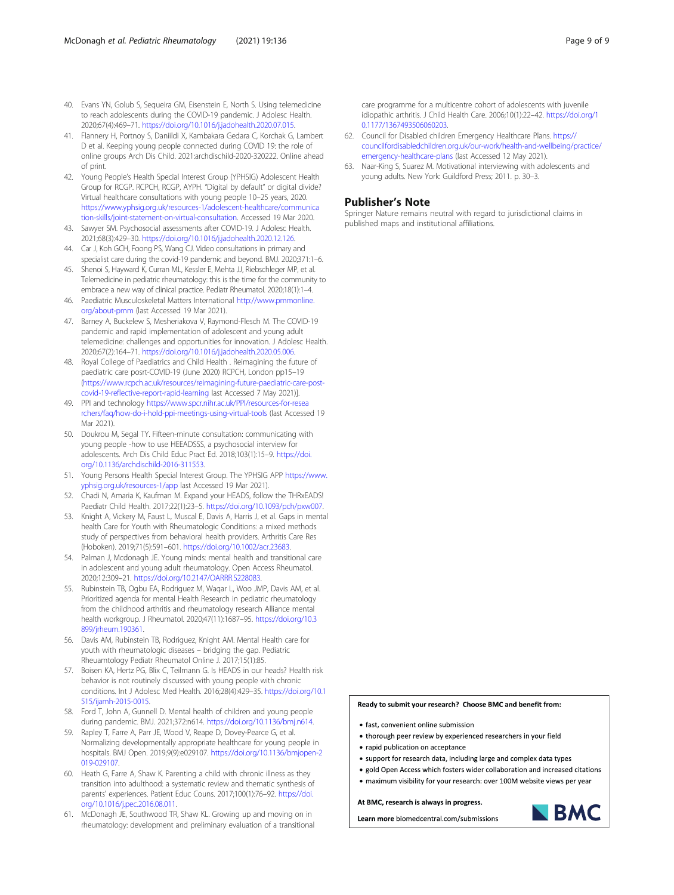40. Evans YN, Golub S, Sequeira GM, Eisenstein E, North S. Using telemedicine to reach adolescents during the COVID-19 pandemic. J Adolesc Health. 2020;67(4):469–71. https://doi.org/10.1016/j.jadohealth.2020.07.015.
41. Flannery H, Portnoy S, Daniildi X, Kambakara Gedara C, Korchak G, Lambert D et al. Keeping young people connected during COVID 19: the role of online groups Arch Dis Child. 2021:archdischild-2020-320222. Online ahead of print.
42. Young People's Health Special Interest Group (YPHSIG) Adolescent Health Group for RCGP. RCPCH, RCGP, AYPH. "Digital by default" or digital divide? Virtual healthcare consultations with young people 10–25 years, 2020. https://www.yphsig.org.uk/resources-1/adolescent-healthcare/communication-skills/joint-statement-on-virtual-consultation. Accessed 19 Mar 2020.
43. Sawyer SM. Psychosocial assessments after COVID-19. J Adolesc Health. 2021;68(3):429–30. https://doi.org/10.1016/j.jadohealth.2020.12.126.
44. Car J, Koh GCH, Foong PS, Wang CJ. Video consultations in primary and specialist care during the covid-19 pandemic and beyond. BMJ. 2020;371:1–6.
45. Shenoi S, Hayward K, Curran ML, Kessler E, Mehta JJ, Riebschleger MP, et al. Telemedicine in pediatric rheumatology: this is the time for the community to embrace a new way of clinical practice. Pediatr Rheumatol. 2020;18(1):1–4.
46. Paediatric Musculoskeletal Matters International http://www.pmmonline.org/about-pmm (last Accessed 19 Mar 2021).
47. Barney A, Buckelew S, Mesheriakova V, Raymond-Flesch M. The COVID-19 pandemic and rapid implementation of adolescent and young adult telemedicine: challenges and opportunities for innovation. J Adolesc Health. 2020;67(2):164–71. https://doi.org/10.1016/j.jadohealth.2020.05.006.
48. Royal College of Paediatrics and Child Health . Reimagining the future of paediatric care posrt-COVID-19 (June 2020) RCPCH, London pp15–19 (https://www.rcpch.ac.uk/resources/reimagining-future-paediatric-care-post-covid-19-reflective-report-rapid-learning last Accessed 7 May 2021)].
49. PPI and technology https://www.spcr.nihr.ac.uk/PPI/resources-for-researchers/faq/how-do-i-hold-ppi-meetings-using-virtual-tools (last Accessed 19 Mar 2021).
50. Doukrou M, Segal TY. Fifteen-minute consultation: communicating with young people -how to use HEEADSSS, a psychosocial interview for adolescents. Arch Dis Child Educ Pract Ed. 2018;103(1):15–9. https://doi.org/10.1136/archdischild-2016-311553.
51. Young Persons Health Special Interest Group. The YPHSIG APP https://www.yphsig.org.uk/resources-1/app last Accessed 19 Mar 2021).
52. Chadi N, Amaria K, Kaufman M. Expand your HEADS, follow the THRxEADS! Paediatr Child Health. 2017;22(1):23–5. https://doi.org/10.1093/pch/pxw007.
53. Knight A, Vickery M, Faust L, Muscal E, Davis A, Harris J, et al. Gaps in mental health Care for Youth with Rheumatologic Conditions: a mixed methods study of perspectives from behavioral health providers. Arthritis Care Res (Hoboken). 2019;71(5):591–601. https://doi.org/10.1002/acr.23683.
54. Palman J, Mcdonagh JE. Young minds: mental health and transitional care in adolescent and young adult rheumatology. Open Access Rheumatol. 2020;12:309–21. https://doi.org/10.2147/OARRR.S228083.
55. Rubinstein TB, Ogbu EA, Rodriguez M, Waqar L, Woo JMP, Davis AM, et al. Prioritized agenda for mental Health Research in pediatric rheumatology from the childhood arthritis and rheumatology research Alliance mental health workgroup. J Rheumatol. 2020;47(11):1687–95. https://doi.org/10.3899/jrheum.190361.
56. Davis AM, Rubinstein TB, Rodriguez, Knight AM. Mental Health care for youth with rheumatologic diseases – bridging the gap. Pediatric Rheuamtology Pediatr Rheumatol Online J. 2017;15(1):85.
57. Boisen KA, Hertz PG, Blix C, Teilmann G. Is HEADS in our heads? Health risk behavior is not routinely discussed with young people with chronic conditions. Int J Adolesc Med Health. 2016;28(4):429–35. https://doi.org/10.1515/ijamh-2015-0015.
58. Ford T, John A, Gunnell D. Mental health of children and young people during pandemic. BMJ. 2021;372:n614. https://doi.org/10.1136/bmj.n614.
59. Rapley T, Farre A, Parr JE, Wood V, Reape D, Dovey-Pearce G, et al. Normalizing developmentally appropriate healthcare for young people in hospitals. BMJ Open. 2019;9(9):e029107. https://doi.org/10.1136/bmjopen-2019-029107.
60. Heath G, Farre A, Shaw K. Parenting a child with chronic illness as they transition into adulthood: a systematic review and thematic synthesis of parents' experiences. Patient Educ Couns. 2017;100(1):76–92. https://doi.org/10.1016/j.pec.2016.08.011.
61. McDonagh JE, Southwood TR, Shaw KL. Growing up and moving on in rheumatology: development and preliminary evaluation of a transitional care programme for a multicentre cohort of adolescents with juvenile idiopathic arthritis. J Child Health Care. 2006;10(1):22–42. https://doi.org/10.1177/1367493506060203.
62. Council for Disabled children Emergency Healthcare Plans. https://councilfordisabledchildren.org.uk/our-work/health-and-wellbeing/practice/emergency-healthcare-plans (last Accessed 12 May 2021).
63. Naar-King S, Suarez M. Motivational interviewing with adolescents and young adults. New York: Guildford Press; 2011. p. 30–3.

## Publisher's Note

Springer Nature remains neutral with regard to jurisdictional claims in published maps and institutional affiliations.

**Ready to submit your research? Choose BMC and benefit from:**

- fast, convenient online submission
- thorough peer review by experienced researchers in your field
- rapid publication on acceptance
- support for research data, including large and complex data types
- gold Open Access which fosters wider collaboration and increased citations
- maximum visibility for your research: over 100M website views per year

**At BMC, research is always in progress.**

**Learn more** biomedcentral.com/submissions

BMC